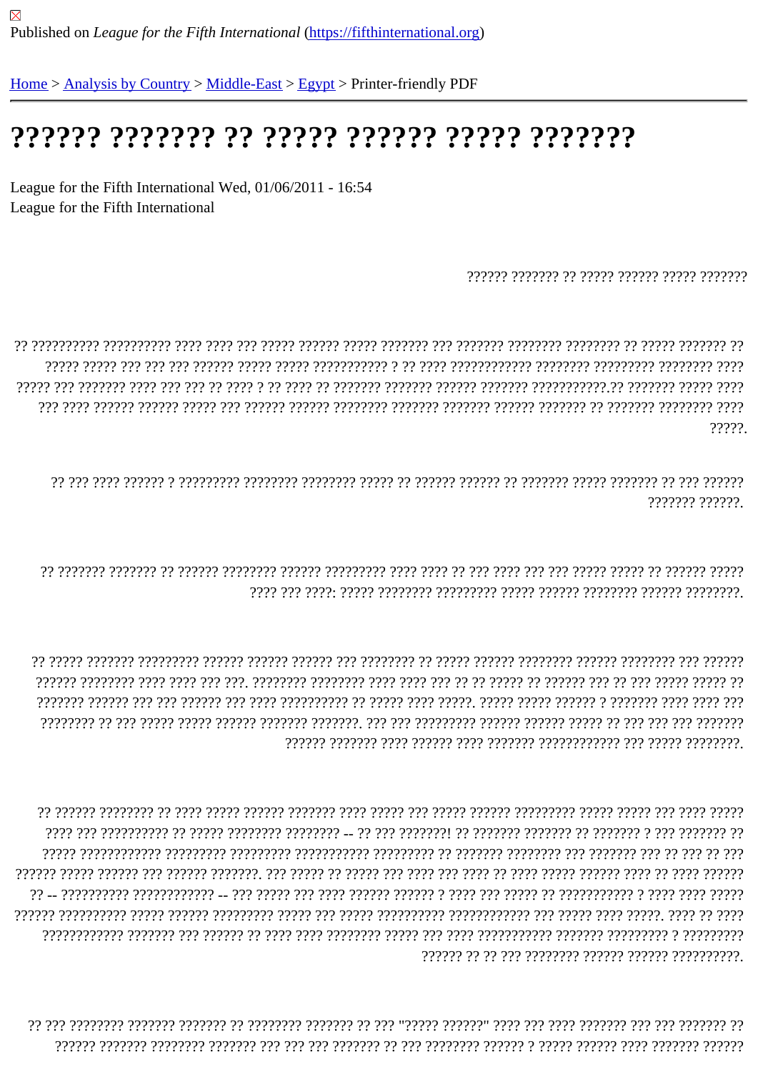Published on League for the Fifth International (https://fifthinternational.org)

Home > Analysis by Country > Middle-East > Egypt > Printer-friendly PDF

# ?????? ??????? ?? ????? ?????? ????? ???????

League for the Fifth International Wed, 01/06/2011 - 16:54
League for the Fifth International

?????? ??????? ?? ????? ?????? ????? ???????

?? ?????????? ?????????? ???? ???? ??? ????? ?????? ????? ??????? ??? ??????? ???????? ???????? ?? ????? ??????? ?? ????? ????? ??? ??? ??? ?????? ????? ????? ??????????? ? ?? ???? ???????????? ???????? ????????? ???????? ???? ????? ??? ??????? ???? ??? ??? ?? ???? ? ?? ???? ?? ??????? ??????? ?????? ??????? ???????????.?? ??????? ????? ???? ??? ???? ?????? ?????? ????? ??? ?????? ?????? ???????? ??????? ??????? ?????? ??????? ?? ??????? ???????? ???? ?????.

?? ??? ???? ?????? ? ????????? ???????? ???????? ????? ?? ?????? ?????? ?? ??????? ????? ??????? ?? ??? ?????? ??????? ??????.

?? ??????? ??????? ?? ?????? ???????? ?????? ????????? ???? ???? ?? ??? ???? ??? ??? ????? ????? ?? ?????? ????? ???? ??? ????: ????? ???????? ????????? ????? ?????? ???????? ?????? ????????.

?? ????? ??????? ????????? ?????? ?????? ?????? ??? ???????? ?? ????? ?????? ???????? ?????? ???????? ??? ?????? ?????? ???????? ???? ???? ??? ???. ???????? ???????? ???? ???? ??? ?? ?? ????? ?? ?????? ??? ?? ??? ????? ????? ?? ??????? ?????? ??? ??? ?????? ??? ???? ?????????? ?? ????? ???? ?????. ????? ????? ?????? ? ??????? ???? ???? ??? ???????? ?? ??? ????? ????? ?????? ??????? ???????. ??? ??? ????????? ?????? ?????? ????? ?? ??? ??? ??? ??????? ?????? ??????? ???? ?????? ???? ??????? ???????????? ??? ????? ????????.

?? ?????? ???????? ?? ???? ????? ?????? ??????? ???? ????? ??? ????? ?????? ????????? ????? ????? ??? ???? ????? ???? ??? ?????????? ?? ????? ???????? ???????? -- ?? ??? ???????! ?? ??????? ??????? ?? ??????? ? ??? ??????? ?? ????? ??????????? ????????? ????????? ??????????? ????????? ?? ??????? ???????? ??? ??????? ??? ?? ??? ?? ??? ?????? ????? ?????? ??? ?????? ???????. ??? ????? ?? ????? ??? ???? ??? ???? ?? ???? ????? ?????? ???? ?? ???? ?????? ?? -- ?????????? ??????????? -- ??? ????? ??? ???? ?????? ?????? ? ???? ??? ????? ?? ??????????? ? ???? ???? ????? ?????? ?????????? ????? ?????? ????????? ????? ??? ????? ????????? ??????????? ??? ????? ???? ?????. ???? ?? ???? ???????????? ??????? ??? ?????? ?? ???? ???? ???????? ????? ??? ???? ?????????? ??????? ????????? ? ????????? ?????? ?? ?? ??? ???????? ?????? ?????? ??????????.

?? ??? ???????? ??????? ??????? ?? ???????? ??????? ?? ??? "????? ??????" ???? ??? ???? ??????? ??? ??? ??????? ?? ?????? ??????? ???????? ??????? ??? ??? ??? ??????? ?? ??? ???????? ?????? ? ????? ?????? ???? ??????? ??????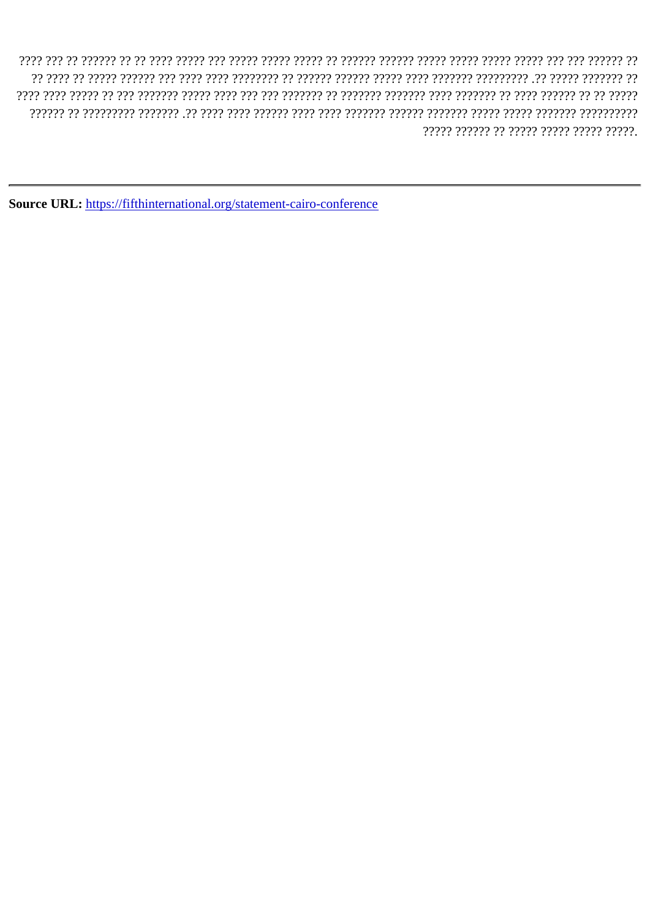???? ??? ?? ?????? ?? ?? ???? ????? ??? ????? ????? ????? ?? ?????? ?????? ????? ????? ????? ????? ??? ??? ?????? ?? ?? ???? ?? ????? ?????? ??? ???? ???? ???????? ?? ?????? ?????? ????? ???? ??????? ????????? .?? ????? ??????? ?? ???? ???? ????? ?? ??? ??????? ????? ???? ??? ??? ??????? ?? ??????? ??????? ???? ??????? ?? ???? ?????? ?? ?? ????? ?????? ?? ????????? ??????? .?? ???? ???? ?????? ???? ???? ??????? ?????? ??????? ????? ????? ??????? ?????????? ????? ?????? ?? ????? ????? ????? ?????.

---

**Source URL:** https://fifthinternational.org/statement-cairo-conference